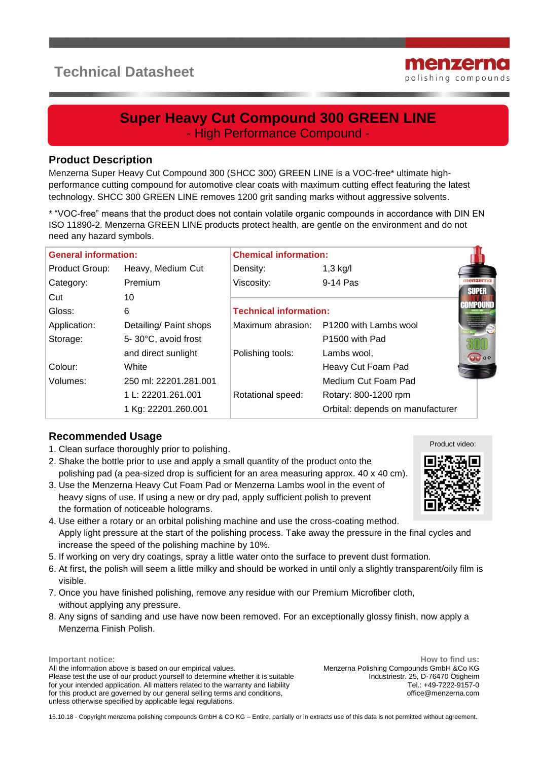# Technical Datasheet

menzerna
polishing compounds

## Super Heavy Cut Compound 300 GREEN LINE
- High Performance Compound -

### Product Description

Menzerna Super Heavy Cut Compound 300 (SHCC 300) GREEN LINE is a VOC-free* ultimate high-performance cutting compound for automotive clear coats with maximum cutting effect featuring the latest technology. SHCC 300 GREEN LINE removes 1200 grit sanding marks without aggressive solvents.

* "VOC-free" means that the product does not contain volatile organic compounds in accordance with DIN EN ISO 11890-2. Menzerna GREEN LINE products protect health, are gentle on the environment and do not need any hazard symbols.

| General information: | | Chemical information: | |
|---|---|---|---|
| Product Group: | Heavy, Medium Cut | Density: | 1,3 kg/l |
| Category: | Premium | Viscosity: | 9-14 Pas |
| Cut | 10 | | |
| Gloss: | 6 | **Technical information:** | |
| Application: | Detailing/ Paint shops | Maximum abrasion: | P1200 with Lambs wool |
| Storage: | 5- 30°C, avoid frost | | P1500 with Pad |
| | and direct sunlight | Polishing tools: | Lambs wool, |
| Colour: | White | | Heavy Cut Foam Pad |
| Volumes: | 250 ml: 22201.281.001 | | Medium Cut Foam Pad |
| | 1 L: 22201.261.001 | Rotational speed: | Rotary: 800-1200 rpm |
| | 1 Kg: 22201.260.001 | | Orbital: depends on manufacturer |

### Recommended Usage

Product video:

1. Clean surface thoroughly prior to polishing.
2. Shake the bottle prior to use and apply a small quantity of the product onto the polishing pad (a pea-sized drop is sufficient for an area measuring approx. 40 x 40 cm).
3. Use the Menzerna Heavy Cut Foam Pad or Menzerna Lambs wool in the event of heavy signs of use. If using a new or dry pad, apply sufficient polish to prevent the formation of noticeable holograms.
4. Use either a rotary or an orbital polishing machine and use the cross-coating method. Apply light pressure at the start of the polishing process. Take away the pressure in the final cycles and increase the speed of the polishing machine by 10%.
5. If working on very dry coatings, spray a little water onto the surface to prevent dust formation.
6. At first, the polish will seem a little milky and should be worked in until only a slightly transparent/oily film is visible.
7. Once you have finished polishing, remove any residue with our Premium Microfiber cloth, without applying any pressure.
8. Any signs of sanding and use have now been removed. For an exceptionally glossy finish, now apply a Menzerna Finish Polish.

**Important notice:**
All the information above is based on our empirical values.
Please test the use of our product yourself to determine whether it is suitable for your intended application. All matters related to the warranty and liability for this product are governed by our general selling terms and conditions, unless otherwise specified by applicable legal regulations.

**How to find us:**
Menzerna Polishing Compounds GmbH &Co KG
Industriestr. 25, D-76470 Ötigheim
Tel.: +49-7222-9157-0
office@menzerna.com

15.10.18 - Copyright menzerna polishing compounds GmbH & CO KG – Entire, partially or in extracts use of this data is not permitted without agreement.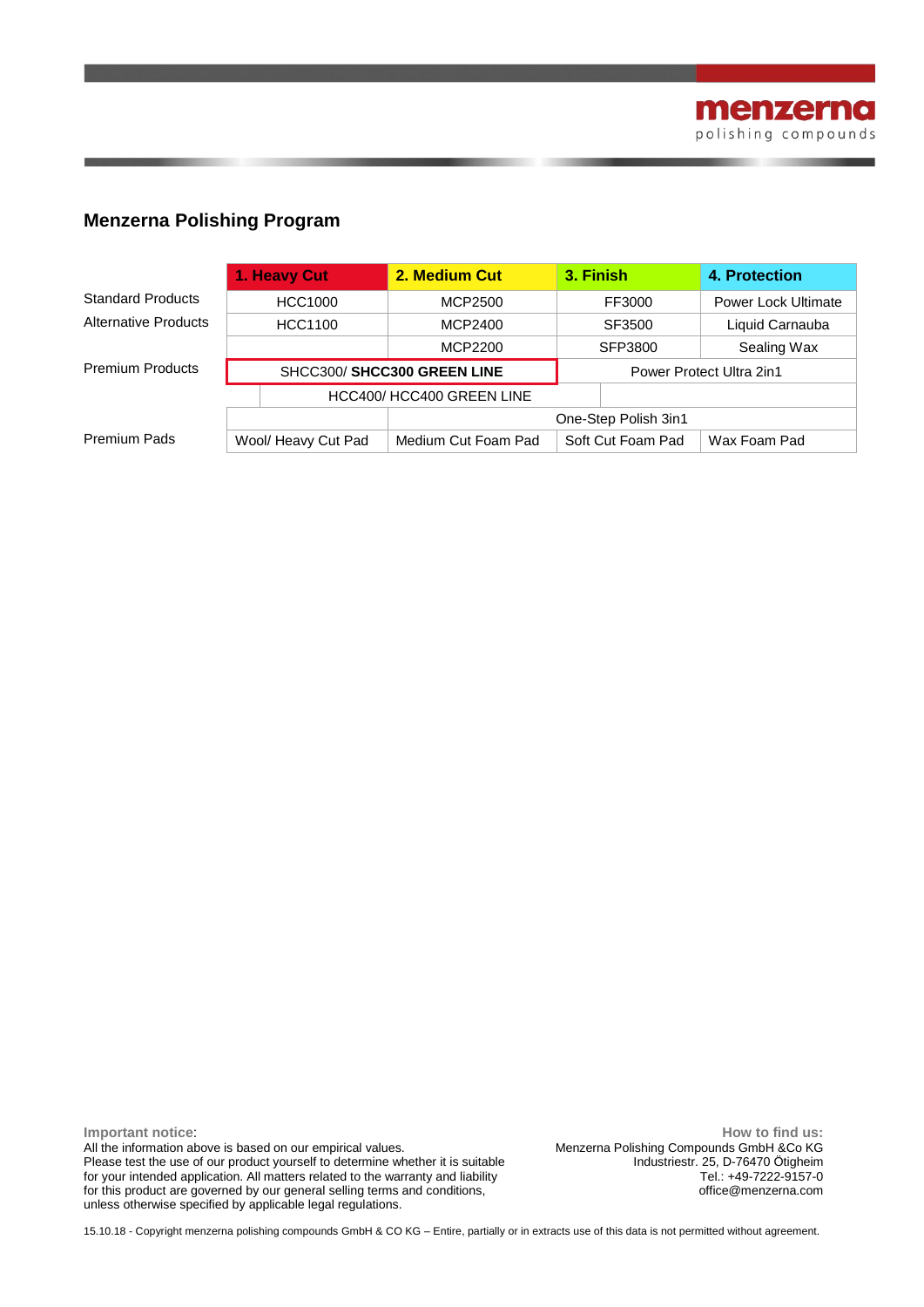## Menzerna Polishing Program

| | 1. Heavy Cut | 2. Medium Cut | 3. Finish | 4. Protection |
|---|---|---|---|---|
| Standard Products | HCC1000 | MCP2500 | FF3000 | Power Lock Ultimate |
| Alternative Products | HCC1100 | MCP2400 | SF3500 | Liquid Carnauba |
| | | MCP2200 | SFP3800 | Sealing Wax |
| Premium Products | SHCC300/ **SHCC300 GREEN LINE** | | Power Protect Ultra 2in1 | |
| | HCC400/ HCC400 GREEN LINE | | | |
| | | One-Step Polish 3in1 | | |
| Premium Pads | Wool/ Heavy Cut Pad | Medium Cut Foam Pad | Soft Cut Foam Pad | Wax Foam Pad |

**Important notice:**
All the information above is based on our empirical values.
Please test the use of our product yourself to determine whether it is suitable for your intended application. All matters related to the warranty and liability for this product are governed by our general selling terms and conditions, unless otherwise specified by applicable legal regulations.

**How to find us:**
Menzerna Polishing Compounds GmbH &Co KG
Industriestr. 25, D-76470 Ötigheim
Tel.: +49-7222-9157-0
office@menzerna.com

15.10.18 - Copyright menzerna polishing compounds GmbH & CO KG – Entire, partially or in extracts use of this data is not permitted without agreement.